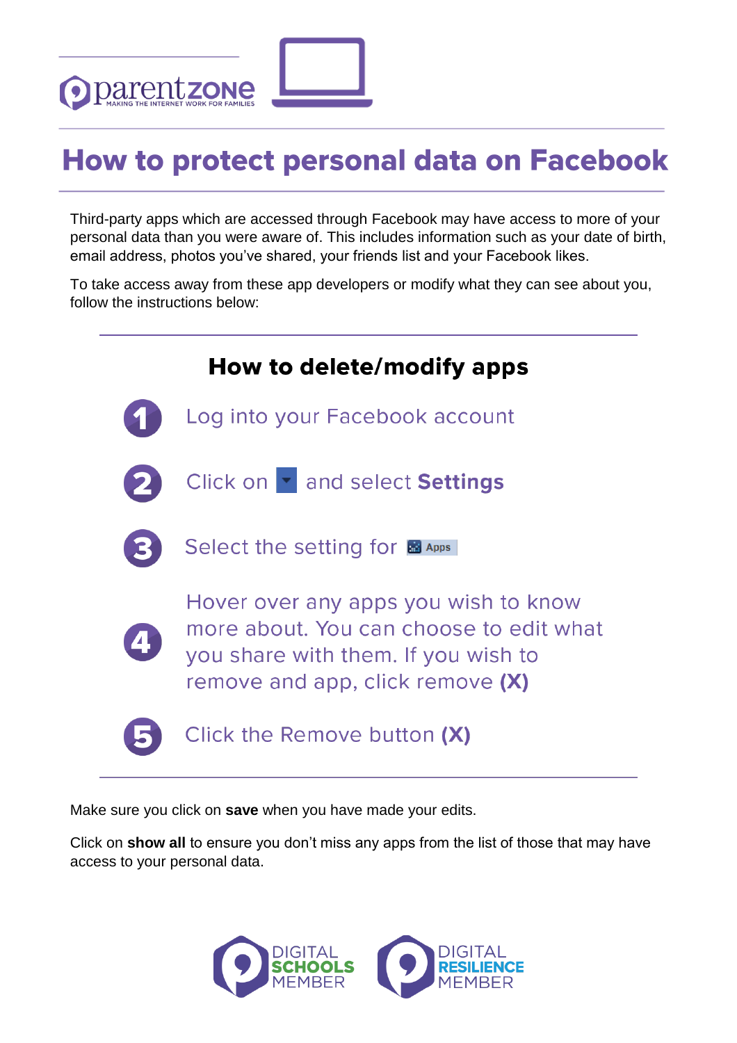parentzone
MAKING THE INTERNET WORK FOR FAMILIES

# How to protect personal data on Facebook

Third-party apps which are accessed through Facebook may have access to more of your personal data than you were aware of. This includes information such as your date of birth, email address, photos you've shared, your friends list and your Facebook likes.

To take access away from these app developers or modify what they can see about you, follow the instructions below:

## How to delete/modify apps

1. Log into your Facebook account
2. Click on ▾ and select **Settings**
3. Select the setting for Apps
4. Hover over any apps you wish to know more about. You can choose to edit what you share with them. If you wish to remove and app, click remove **(X)**
5. Click the Remove button **(X)**

Make sure you click on **save** when you have made your edits.

Click on **show all** to ensure you don't miss any apps from the list of those that may have access to your personal data.

DIGITAL SCHOOLS MEMBER

DIGITAL RESILIENCE MEMBER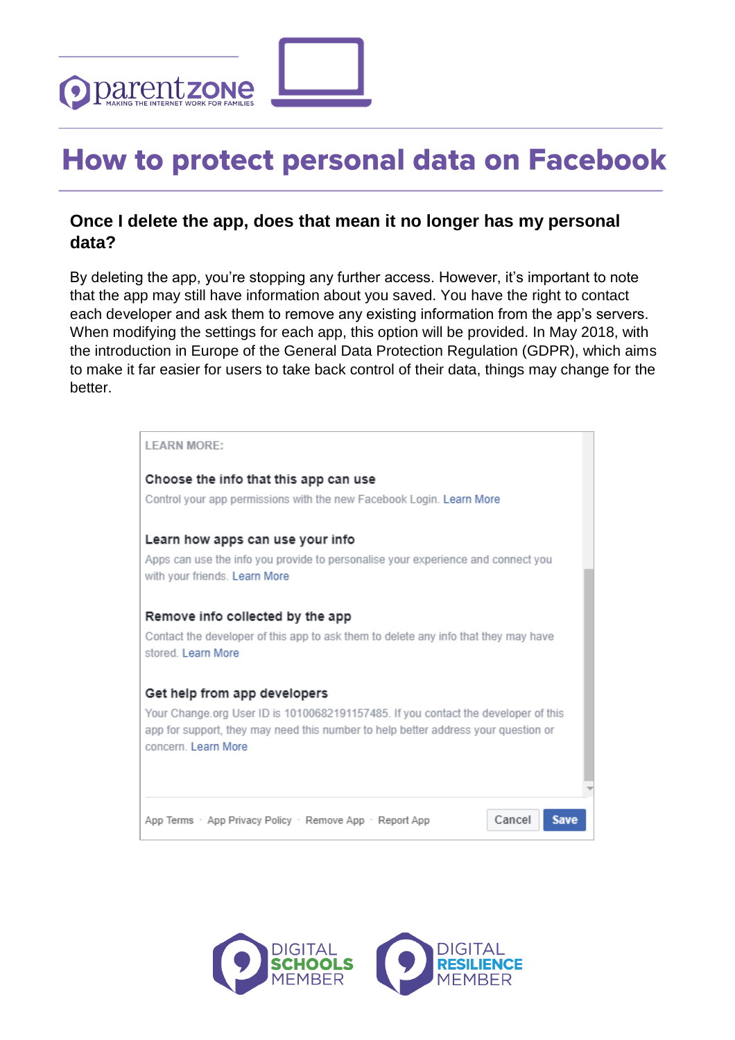# How to protect personal data on Facebook

### Once I delete the app, does that mean it no longer has my personal data?

By deleting the app, you're stopping any further access. However, it's important to note that the app may still have information about you saved. You have the right to contact each developer and ask them to remove any existing information from the app's servers. When modifying the settings for each app, this option will be provided. In May 2018, with the introduction in Europe of the General Data Protection Regulation (GDPR), which aims to make it far easier for users to take back control of their data, things may change for the better.

LEARN MORE:

**Choose the info that this app can use**

Control your app permissions with the new Facebook Login. Learn More

**Learn how apps can use your info**

Apps can use the info you provide to personalise your experience and connect you with your friends. Learn More

**Remove info collected by the app**

Contact the developer of this app to ask them to delete any info that they may have stored. Learn More

**Get help from app developers**

Your Change.org User ID is 10100682191157485. If you contact the developer of this app for support, they may need this number to help better address your question or concern. Learn More

App Terms · App Privacy Policy · Remove App · Report App    Cancel    Save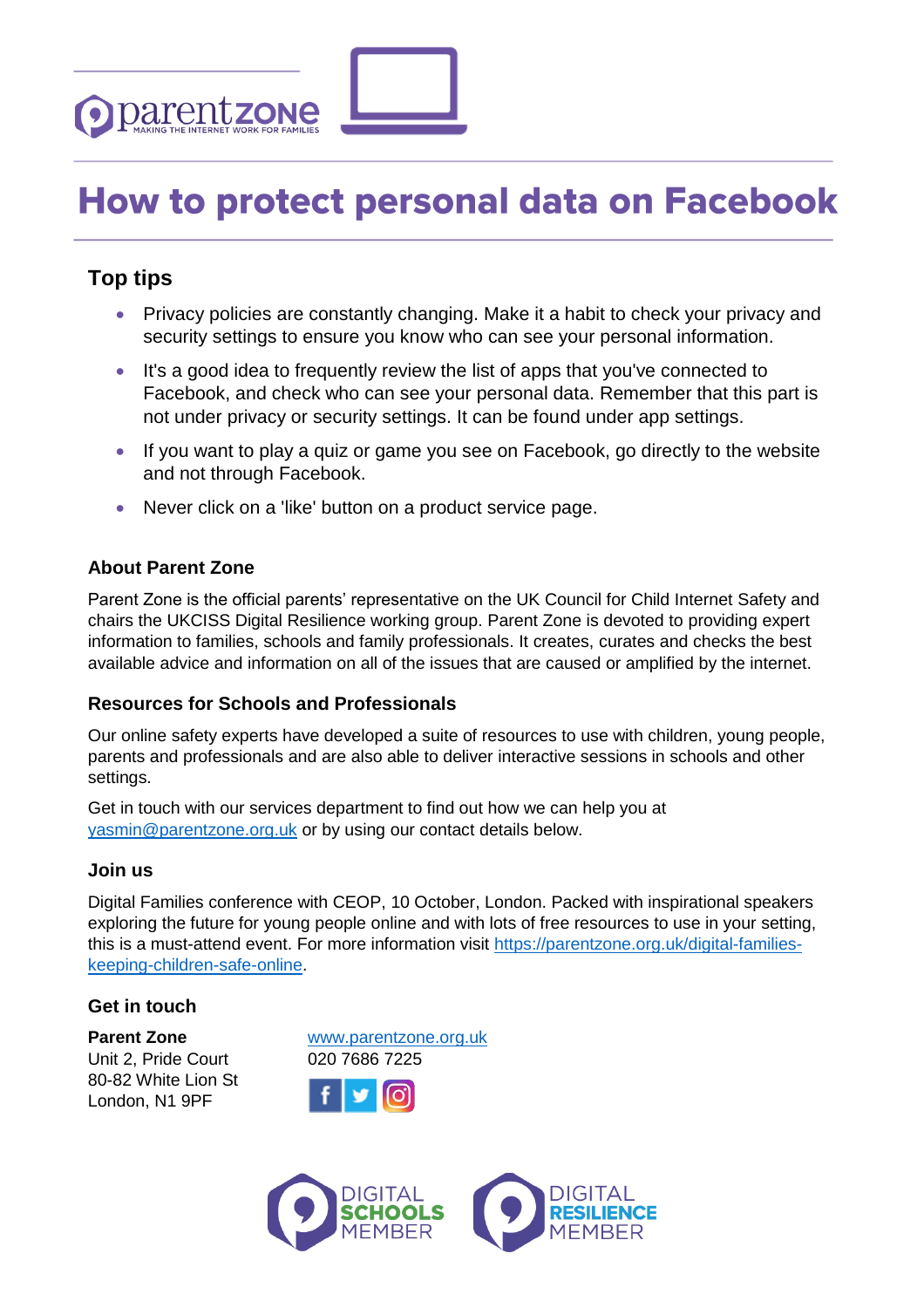# How to protect personal data on Facebook

## Top tips

- Privacy policies are constantly changing. Make it a habit to check your privacy and security settings to ensure you know who can see your personal information.
- It's a good idea to frequently review the list of apps that you've connected to Facebook, and check who can see your personal data. Remember that this part is not under privacy or security settings. It can be found under app settings.
- If you want to play a quiz or game you see on Facebook, go directly to the website and not through Facebook.
- Never click on a 'like' button on a product service page.

### About Parent Zone

Parent Zone is the official parents' representative on the UK Council for Child Internet Safety and chairs the UKCISS Digital Resilience working group. Parent Zone is devoted to providing expert information to families, schools and family professionals. It creates, curates and checks the best available advice and information on all of the issues that are caused or amplified by the internet.

### Resources for Schools and Professionals

Our online safety experts have developed a suite of resources to use with children, young people, parents and professionals and are also able to deliver interactive sessions in schools and other settings.

Get in touch with our services department to find out how we can help you at yasmin@parentzone.org.uk or by using our contact details below.

### Join us

Digital Families conference with CEOP, 10 October, London. Packed with inspirational speakers exploring the future for young people online and with lots of free resources to use in your setting, this is a must-attend event. For more information visit https://parentzone.org.uk/digital-families-keeping-children-safe-online.

### Get in touch

**Parent Zone**
Unit 2, Pride Court
80-82 White Lion St
London, N1 9PF

www.parentzone.org.uk
020 7686 7225

DIGITAL SCHOOLS MEMBER

DIGITAL RESILIENCE MEMBER